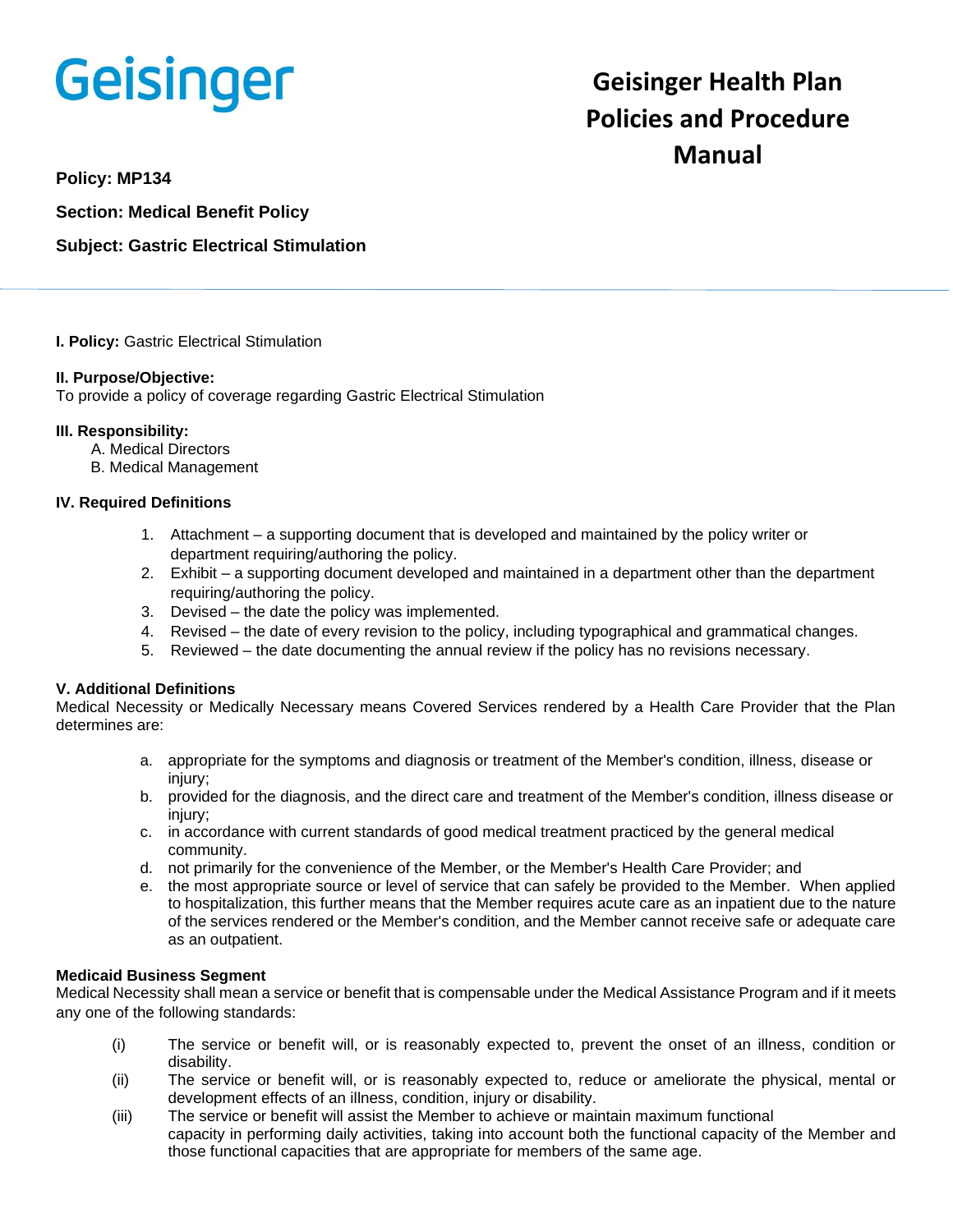Geisinger

# Geisinger Health Plan Policies and Procedure Manual

**Policy: MP134**

**Section: Medical Benefit Policy**

**Subject: Gastric Electrical Stimulation**

**I. Policy:** Gastric Electrical Stimulation

**II. Purpose/Objective:**
To provide a policy of coverage regarding Gastric Electrical Stimulation

**III. Responsibility:**

A. Medical Directors
B. Medical Management

**IV. Required Definitions**

1. Attachment – a supporting document that is developed and maintained by the policy writer or department requiring/authoring the policy.
2. Exhibit – a supporting document developed and maintained in a department other than the department requiring/authoring the policy.
3. Devised – the date the policy was implemented.
4. Revised – the date of every revision to the policy, including typographical and grammatical changes.
5. Reviewed – the date documenting the annual review if the policy has no revisions necessary.

**V. Additional Definitions**

Medical Necessity or Medically Necessary means Covered Services rendered by a Health Care Provider that the Plan determines are:

a. appropriate for the symptoms and diagnosis or treatment of the Member's condition, illness, disease or injury;
b. provided for the diagnosis, and the direct care and treatment of the Member's condition, illness disease or injury;
c. in accordance with current standards of good medical treatment practiced by the general medical community.
d. not primarily for the convenience of the Member, or the Member's Health Care Provider; and
e. the most appropriate source or level of service that can safely be provided to the Member. When applied to hospitalization, this further means that the Member requires acute care as an inpatient due to the nature of the services rendered or the Member's condition, and the Member cannot receive safe or adequate care as an outpatient.

**Medicaid Business Segment**

Medical Necessity shall mean a service or benefit that is compensable under the Medical Assistance Program and if it meets any one of the following standards:

(i) The service or benefit will, or is reasonably expected to, prevent the onset of an illness, condition or disability.
(ii) The service or benefit will, or is reasonably expected to, reduce or ameliorate the physical, mental or development effects of an illness, condition, injury or disability.
(iii) The service or benefit will assist the Member to achieve or maintain maximum functional capacity in performing daily activities, taking into account both the functional capacity of the Member and those functional capacities that are appropriate for members of the same age.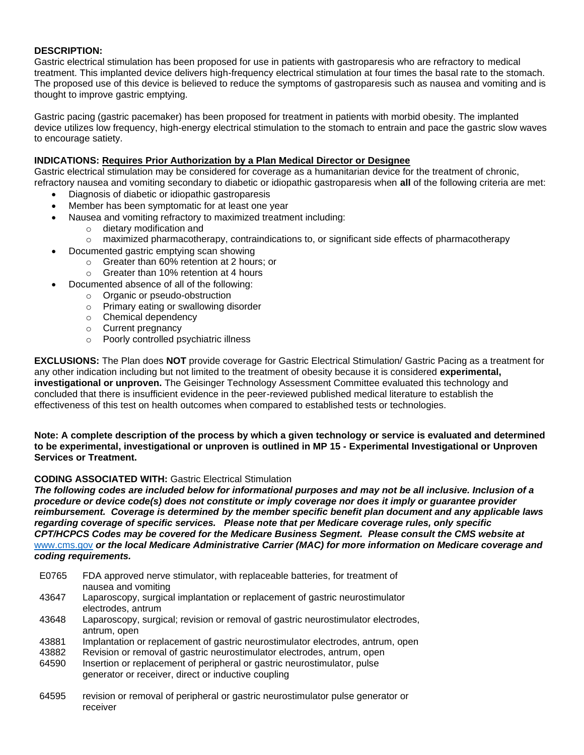**DESCRIPTION:**
Gastric electrical stimulation has been proposed for use in patients with gastroparesis who are refractory to medical treatment. This implanted device delivers high-frequency electrical stimulation at four times the basal rate to the stomach. The proposed use of this device is believed to reduce the symptoms of gastroparesis such as nausea and vomiting and is thought to improve gastric emptying.

Gastric pacing (gastric pacemaker) has been proposed for treatment in patients with morbid obesity. The implanted device utilizes low frequency, high-energy electrical stimulation to the stomach to entrain and pace the gastric slow waves to encourage satiety.

**INDICATIONS:** **Requires Prior Authorization by a Plan Medical Director or Designee**
Gastric electrical stimulation may be considered for coverage as a humanitarian device for the treatment of chronic, refractory nausea and vomiting secondary to diabetic or idiopathic gastroparesis when **all** of the following criteria are met:

- Diagnosis of diabetic or idiopathic gastroparesis
- Member has been symptomatic for at least one year
- Nausea and vomiting refractory to maximized treatment including:
  - dietary modification and
  - maximized pharmacotherapy, contraindications to, or significant side effects of pharmacotherapy
- Documented gastric emptying scan showing
  - Greater than 60% retention at 2 hours; or
  - Greater than 10% retention at 4 hours
- Documented absence of all of the following:
  - Organic or pseudo-obstruction
  - Primary eating or swallowing disorder
  - Chemical dependency
  - Current pregnancy
  - Poorly controlled psychiatric illness

**EXCLUSIONS:** The Plan does **NOT** provide coverage for Gastric Electrical Stimulation/ Gastric Pacing as a treatment for any other indication including but not limited to the treatment of obesity because it is considered **experimental, investigational or unproven.** The Geisinger Technology Assessment Committee evaluated this technology and concluded that there is insufficient evidence in the peer-reviewed published medical literature to establish the effectiveness of this test on health outcomes when compared to established tests or technologies.

**Note: A complete description of the process by which a given technology or service is evaluated and determined to be experimental, investigational or unproven is outlined in MP 15 - Experimental Investigational or Unproven Services or Treatment.**

**CODING ASSOCIATED WITH:** Gastric Electrical Stimulation
***The following codes are included below for informational purposes and may not be all inclusive. Inclusion of a procedure or device code(s) does not constitute or imply coverage nor does it imply or guarantee provider reimbursement. Coverage is determined by the member specific benefit plan document and any applicable laws regarding coverage of specific services. Please note that per Medicare coverage rules, only specific CPT/HCPCS Codes may be covered for the Medicare Business Segment. Please consult the CMS website at*** www.cms.gov ***or the local Medicare Administrative Carrier (MAC) for more information on Medicare coverage and coding requirements.***

| | |
|---|---|
| E0765 | FDA approved nerve stimulator, with replaceable batteries, for treatment of nausea and vomiting |
| 43647 | Laparoscopy, surgical implantation or replacement of gastric neurostimulator electrodes, antrum |
| 43648 | Laparoscopy, surgical; revision or removal of gastric neurostimulator electrodes, antrum, open |
| 43881 | Implantation or replacement of gastric neurostimulator electrodes, antrum, open |
| 43882 | Revision or removal of gastric neurostimulator electrodes, antrum, open |
| 64590 | Insertion or replacement of peripheral or gastric neurostimulator, pulse generator or receiver, direct or inductive coupling |
| 64595 | revision or removal of peripheral or gastric neurostimulator pulse generator or receiver |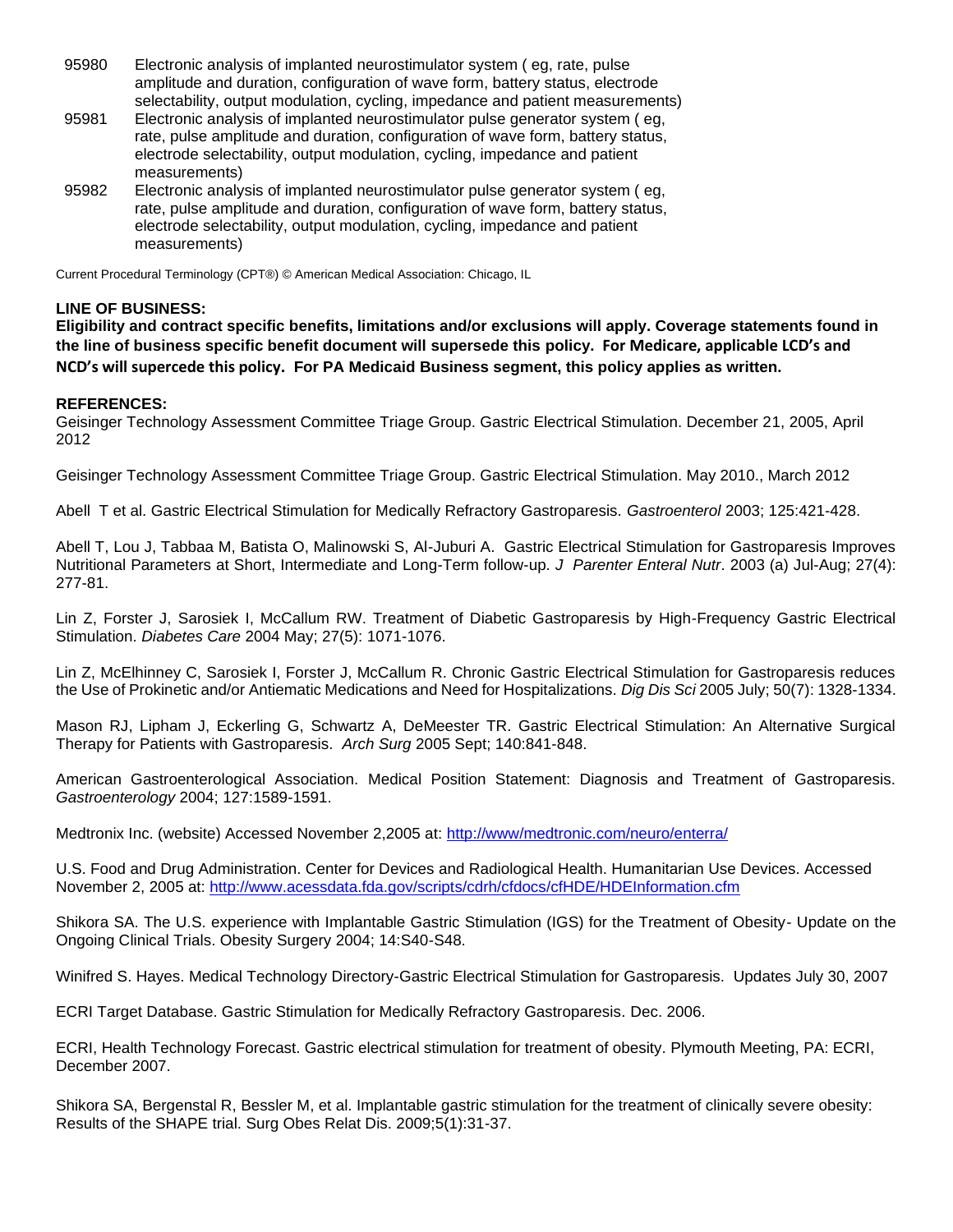| | |
|---|---|
| 95980 | Electronic analysis of implanted neurostimulator system ( eg, rate, pulse amplitude and duration, configuration of wave form, battery status, electrode selectability, output modulation, cycling, impedance and patient measurements) |
| 95981 | Electronic analysis of implanted neurostimulator pulse generator system ( eg, rate, pulse amplitude and duration, configuration of wave form, battery status, electrode selectability, output modulation, cycling, impedance and patient measurements) |
| 95982 | Electronic analysis of implanted neurostimulator pulse generator system ( eg, rate, pulse amplitude and duration, configuration of wave form, battery status, electrode selectability, output modulation, cycling, impedance and patient measurements) |

Current Procedural Terminology (CPT®) © American Medical Association: Chicago, IL

**LINE OF BUSINESS:**

**Eligibility and contract specific benefits, limitations and/or exclusions will apply. Coverage statements found in the line of business specific benefit document will supersede this policy. For Medicare, applicable LCD's and NCD's will supercede this policy. For PA Medicaid Business segment, this policy applies as written.**

**REFERENCES:**

Geisinger Technology Assessment Committee Triage Group. Gastric Electrical Stimulation. December 21, 2005, April 2012

Geisinger Technology Assessment Committee Triage Group. Gastric Electrical Stimulation. May 2010., March 2012

Abell T et al. Gastric Electrical Stimulation for Medically Refractory Gastroparesis. *Gastroenterol* 2003; 125:421-428.

Abell T, Lou J, Tabbaa M, Batista O, Malinowski S, Al-Juburi A. Gastric Electrical Stimulation for Gastroparesis Improves Nutritional Parameters at Short, Intermediate and Long-Term follow-up. *J Parenter Enteral Nutr*. 2003 (a) Jul-Aug; 27(4): 277-81.

Lin Z, Forster J, Sarosiek I, McCallum RW. Treatment of Diabetic Gastroparesis by High-Frequency Gastric Electrical Stimulation. *Diabetes Care* 2004 May; 27(5): 1071-1076.

Lin Z, McElhinney C, Sarosiek I, Forster J, McCallum R. Chronic Gastric Electrical Stimulation for Gastroparesis reduces the Use of Prokinetic and/or Antiematic Medications and Need for Hospitalizations. *Dig Dis Sci* 2005 July; 50(7): 1328-1334.

Mason RJ, Lipham J, Eckerling G, Schwartz A, DeMeester TR. Gastric Electrical Stimulation: An Alternative Surgical Therapy for Patients with Gastroparesis. *Arch Surg* 2005 Sept; 140:841-848.

American Gastroenterological Association. Medical Position Statement: Diagnosis and Treatment of Gastroparesis. *Gastroenterology* 2004; 127:1589-1591.

Medtronix Inc. (website) Accessed November 2,2005 at: http://www/medtronic.com/neuro/enterra/

U.S. Food and Drug Administration. Center for Devices and Radiological Health. Humanitarian Use Devices. Accessed November 2, 2005 at: http://www.acessdata.fda.gov/scripts/cdrh/cfdocs/cfHDE/HDEInformation.cfm

Shikora SA. The U.S. experience with Implantable Gastric Stimulation (IGS) for the Treatment of Obesity- Update on the Ongoing Clinical Trials. Obesity Surgery 2004; 14:S40-S48.

Winifred S. Hayes. Medical Technology Directory-Gastric Electrical Stimulation for Gastroparesis. Updates July 30, 2007

ECRI Target Database. Gastric Stimulation for Medically Refractory Gastroparesis. Dec. 2006.

ECRI, Health Technology Forecast. Gastric electrical stimulation for treatment of obesity. Plymouth Meeting, PA: ECRI, December 2007.

Shikora SA, Bergenstal R, Bessler M, et al. Implantable gastric stimulation for the treatment of clinically severe obesity: Results of the SHAPE trial. Surg Obes Relat Dis. 2009;5(1):31-37.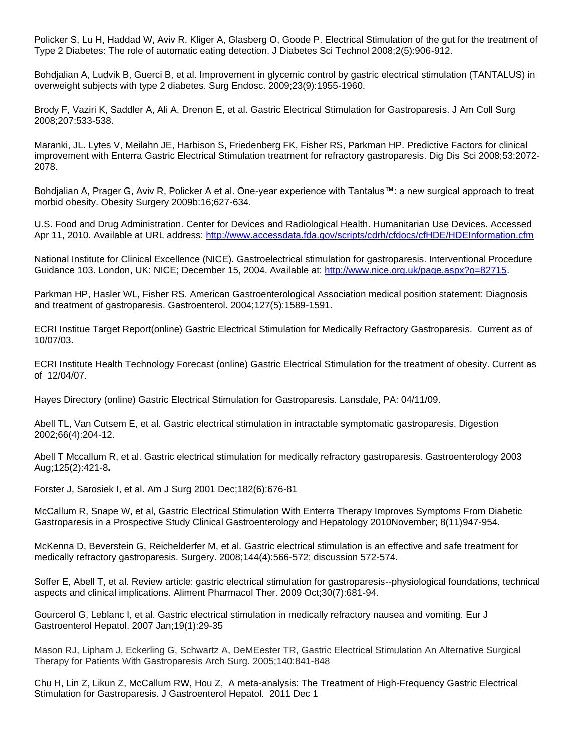Policker S, Lu H, Haddad W, Aviv R, Kliger A, Glasberg O, Goode P. Electrical Stimulation of the gut for the treatment of Type 2 Diabetes: The role of automatic eating detection. J Diabetes Sci Technol 2008;2(5):906-912.

Bohdjalian A, Ludvik B, Guerci B, et al. Improvement in glycemic control by gastric electrical stimulation (TANTALUS) in overweight subjects with type 2 diabetes. Surg Endosc. 2009;23(9):1955-1960.

Brody F, Vaziri K, Saddler A, Ali A, Drenon E, et al. Gastric Electrical Stimulation for Gastroparesis. J Am Coll Surg 2008;207:533-538.

Maranki, JL. Lytes V, Meilahn JE, Harbison S, Friedenberg FK, Fisher RS, Parkman HP. Predictive Factors for clinical improvement with Enterra Gastric Electrical Stimulation treatment for refractory gastroparesis. Dig Dis Sci 2008;53:2072-2078.

Bohdjalian A, Prager G, Aviv R, Policker A et al. One-year experience with Tantalus™: a new surgical approach to treat morbid obesity. Obesity Surgery 2009b:16;627-634.

U.S. Food and Drug Administration. Center for Devices and Radiological Health. Humanitarian Use Devices. Accessed Apr 11, 2010. Available at URL address: http://www.accessdata.fda.gov/scripts/cdrh/cfdocs/cfHDE/HDEInformation.cfm

National Institute for Clinical Excellence (NICE). Gastroelectrical stimulation for gastroparesis. Interventional Procedure Guidance 103. London, UK: NICE; December 15, 2004. Available at: http://www.nice.org.uk/page.aspx?o=82715.

Parkman HP, Hasler WL, Fisher RS. American Gastroenterological Association medical position statement: Diagnosis and treatment of gastroparesis. Gastroenterol. 2004;127(5):1589-1591.

ECRI Institue Target Report(online) Gastric Electrical Stimulation for Medically Refractory Gastroparesis. Current as of 10/07/03.

ECRI Institute Health Technology Forecast (online) Gastric Electrical Stimulation for the treatment of obesity. Current as of 12/04/07.

Hayes Directory (online) Gastric Electrical Stimulation for Gastroparesis. Lansdale, PA: 04/11/09.

Abell TL, Van Cutsem E, et al. Gastric electrical stimulation in intractable symptomatic gastroparesis. Digestion 2002;66(4):204-12.

Abell T Mccallum R, et al. Gastric electrical stimulation for medically refractory gastroparesis. Gastroenterology 2003 Aug;125(2):421-8**.**

Forster J, Sarosiek I, et al. Am J Surg 2001 Dec;182(6):676-81

McCallum R, Snape W, et al, Gastric Electrical Stimulation With Enterra Therapy Improves Symptoms From Diabetic Gastroparesis in a Prospective Study Clinical Gastroenterology and Hepatology 2010November; 8(11)947-954.

McKenna D, Beverstein G, Reichelderfer M, et al. Gastric electrical stimulation is an effective and safe treatment for medically refractory gastroparesis. Surgery. 2008;144(4):566-572; discussion 572-574.

Soffer E, Abell T, et al. Review article: gastric electrical stimulation for gastroparesis--physiological foundations, technical aspects and clinical implications. Aliment Pharmacol Ther. 2009 Oct;30(7):681-94.

Gourcerol G, Leblanc I, et al. Gastric electrical stimulation in medically refractory nausea and vomiting. Eur J Gastroenterol Hepatol. 2007 Jan;19(1):29-35

Mason RJ, Lipham J, Eckerling G, Schwartz A, DeMEester TR, Gastric Electrical Stimulation An Alternative Surgical Therapy for Patients With Gastroparesis Arch Surg. 2005;140:841-848

Chu H, Lin Z, Likun Z, McCallum RW, Hou Z, A meta-analysis: The Treatment of High-Frequency Gastric Electrical Stimulation for Gastroparesis. J Gastroenterol Hepatol. 2011 Dec 1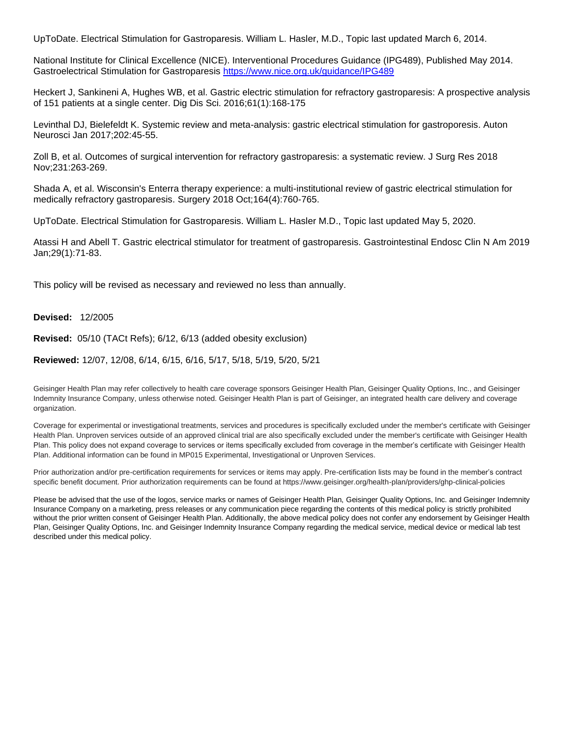UpToDate. Electrical Stimulation for Gastroparesis. William L. Hasler, M.D., Topic last updated March 6, 2014.

National Institute for Clinical Excellence (NICE). Interventional Procedures Guidance (IPG489), Published May 2014. Gastroelectrical Stimulation for Gastroparesis https://www.nice.org.uk/guidance/IPG489

Heckert J, Sankineni A, Hughes WB, et al. Gastric electric stimulation for refractory gastroparesis: A prospective analysis of 151 patients at a single center. Dig Dis Sci. 2016;61(1):168-175

Levinthal DJ, Bielefeldt K. Systemic review and meta-analysis: gastric electrical stimulation for gastroporesis. Auton Neurosci Jan 2017;202:45-55.

Zoll B, et al. Outcomes of surgical intervention for refractory gastroparesis: a systematic review. J Surg Res 2018 Nov;231:263-269.

Shada A, et al. Wisconsin's Enterra therapy experience: a multi-institutional review of gastric electrical stimulation for medically refractory gastroparesis. Surgery 2018 Oct;164(4):760-765.

UpToDate. Electrical Stimulation for Gastroparesis. William L. Hasler M.D., Topic last updated May 5, 2020.

Atassi H and Abell T. Gastric electrical stimulator for treatment of gastroparesis. Gastrointestinal Endosc Clin N Am 2019 Jan;29(1):71-83.

This policy will be revised as necessary and reviewed no less than annually.

**Devised:** 12/2005

**Revised:** 05/10 (TACt Refs); 6/12, 6/13 (added obesity exclusion)

**Reviewed:** 12/07, 12/08, 6/14, 6/15, 6/16, 5/17, 5/18, 5/19, 5/20, 5/21

Geisinger Health Plan may refer collectively to health care coverage sponsors Geisinger Health Plan, Geisinger Quality Options, Inc., and Geisinger Indemnity Insurance Company, unless otherwise noted. Geisinger Health Plan is part of Geisinger, an integrated health care delivery and coverage organization.

Coverage for experimental or investigational treatments, services and procedures is specifically excluded under the member's certificate with Geisinger Health Plan. Unproven services outside of an approved clinical trial are also specifically excluded under the member's certificate with Geisinger Health Plan. This policy does not expand coverage to services or items specifically excluded from coverage in the member's certificate with Geisinger Health Plan. Additional information can be found in MP015 Experimental, Investigational or Unproven Services.

Prior authorization and/or pre-certification requirements for services or items may apply. Pre-certification lists may be found in the member's contract specific benefit document. Prior authorization requirements can be found at https://www.geisinger.org/health-plan/providers/ghp-clinical-policies

Please be advised that the use of the logos, service marks or names of Geisinger Health Plan, Geisinger Quality Options, Inc. and Geisinger Indemnity Insurance Company on a marketing, press releases or any communication piece regarding the contents of this medical policy is strictly prohibited without the prior written consent of Geisinger Health Plan. Additionally, the above medical policy does not confer any endorsement by Geisinger Health Plan, Geisinger Quality Options, Inc. and Geisinger Indemnity Insurance Company regarding the medical service, medical device or medical lab test described under this medical policy.